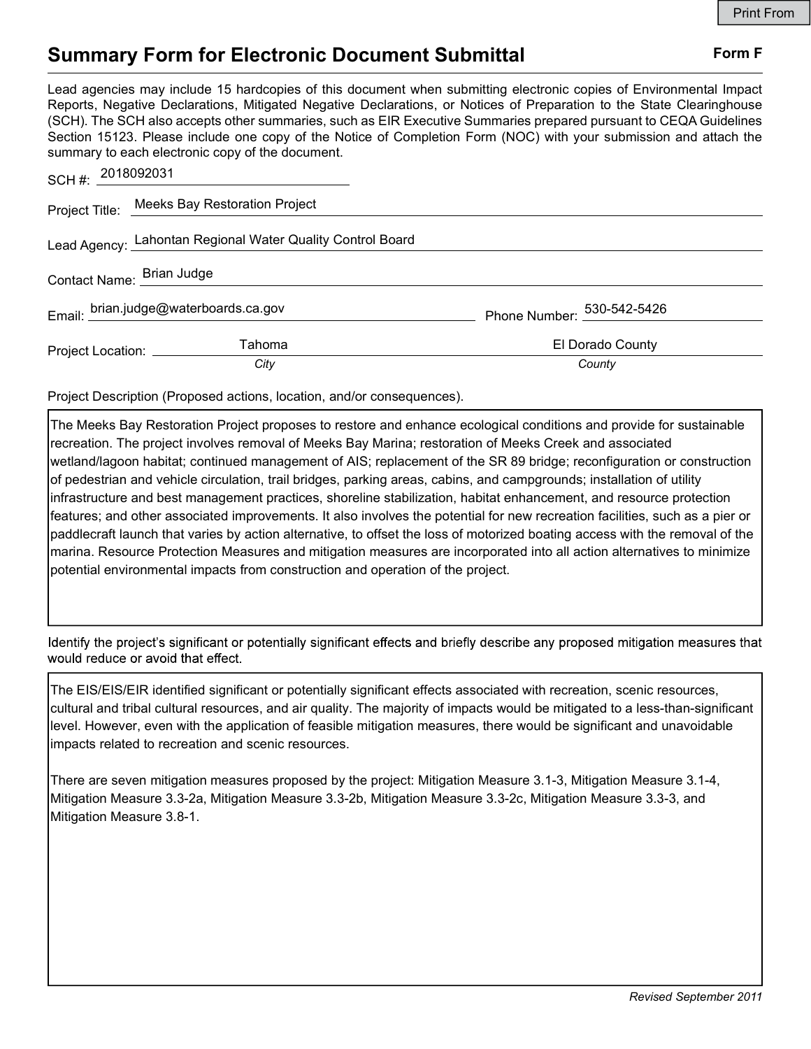# Summary Form for Electronic Document Submittal

**Form F**

Lead agencies may include 15 hardcopies of this document when submitting electronic copies of Environmental Impact Reports, Negative Declarations, Mitigated Negative Declarations, or Notices of Preparation to the State Clearinghouse (SCH). The SCH also accepts other summaries, such as EIR Executive Summaries prepared pursuant to CEQA Guidelines Section 15123. Please include one copy of the Notice of Completion Form (NOC) with your submission and attach the summary to each electronic copy of the document.

SCH #: 2018092031

Project Title: Meeks Bay Restoration Project

Lead Agency: Lahontan Regional Water Quality Control Board

Contact Name: Brian Judge

Email: brian.judge@waterboards.ca.gov    Phone Number: 530-542-5426

Project Location: Tahoma (*City*)    El Dorado County (*County*)

Project Description (Proposed actions, location, and/or consequences).

The Meeks Bay Restoration Project proposes to restore and enhance ecological conditions and provide for sustainable recreation. The project involves removal of Meeks Bay Marina; restoration of Meeks Creek and associated wetland/lagoon habitat; continued management of AIS; replacement of the SR 89 bridge; reconfiguration or construction of pedestrian and vehicle circulation, trail bridges, parking areas, cabins, and campgrounds; installation of utility infrastructure and best management practices, shoreline stabilization, habitat enhancement, and resource protection features; and other associated improvements. It also involves the potential for new recreation facilities, such as a pier or paddlecraft launch that varies by action alternative, to offset the loss of motorized boating access with the removal of the marina. Resource Protection Measures and mitigation measures are incorporated into all action alternatives to minimize potential environmental impacts from construction and operation of the project.

Identify the project's significant or potentially significant effects and briefly describe any proposed mitigation measures that would reduce or avoid that effect.

The EIS/EIS/EIR identified significant or potentially significant effects associated with recreation, scenic resources, cultural and tribal cultural resources, and air quality. The majority of impacts would be mitigated to a less-than-significant level. However, even with the application of feasible mitigation measures, there would be significant and unavoidable impacts related to recreation and scenic resources.

There are seven mitigation measures proposed by the project: Mitigation Measure 3.1-3, Mitigation Measure 3.1-4, Mitigation Measure 3.3-2a, Mitigation Measure 3.3-2b, Mitigation Measure 3.3-2c, Mitigation Measure 3.3-3, and Mitigation Measure 3.8-1.

*Revised September 2011*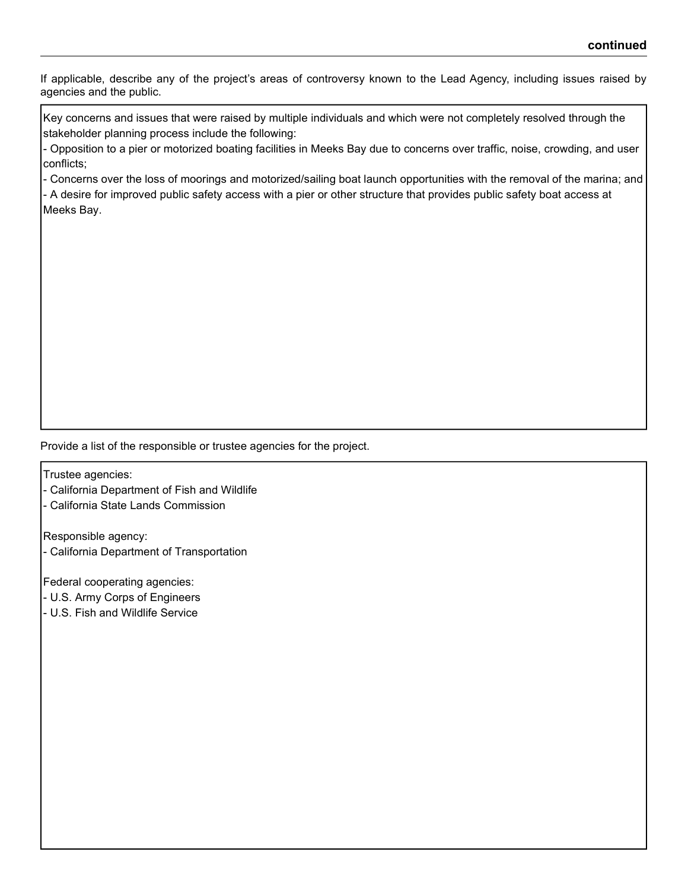**continued**

If applicable, describe any of the project's areas of controversy known to the Lead Agency, including issues raised by agencies and the public.

Key concerns and issues that were raised by multiple individuals and which were not completely resolved through the stakeholder planning process include the following:

- Opposition to a pier or motorized boating facilities in Meeks Bay due to concerns over traffic, noise, crowding, and user conflicts;
- Concerns over the loss of moorings and motorized/sailing boat launch opportunities with the removal of the marina; and
- A desire for improved public safety access with a pier or other structure that provides public safety boat access at Meeks Bay.

Provide a list of the responsible or trustee agencies for the project.

Trustee agencies:

- California Department of Fish and Wildlife
- California State Lands Commission

Responsible agency:

- California Department of Transportation

Federal cooperating agencies:

- U.S. Army Corps of Engineers
- U.S. Fish and Wildlife Service